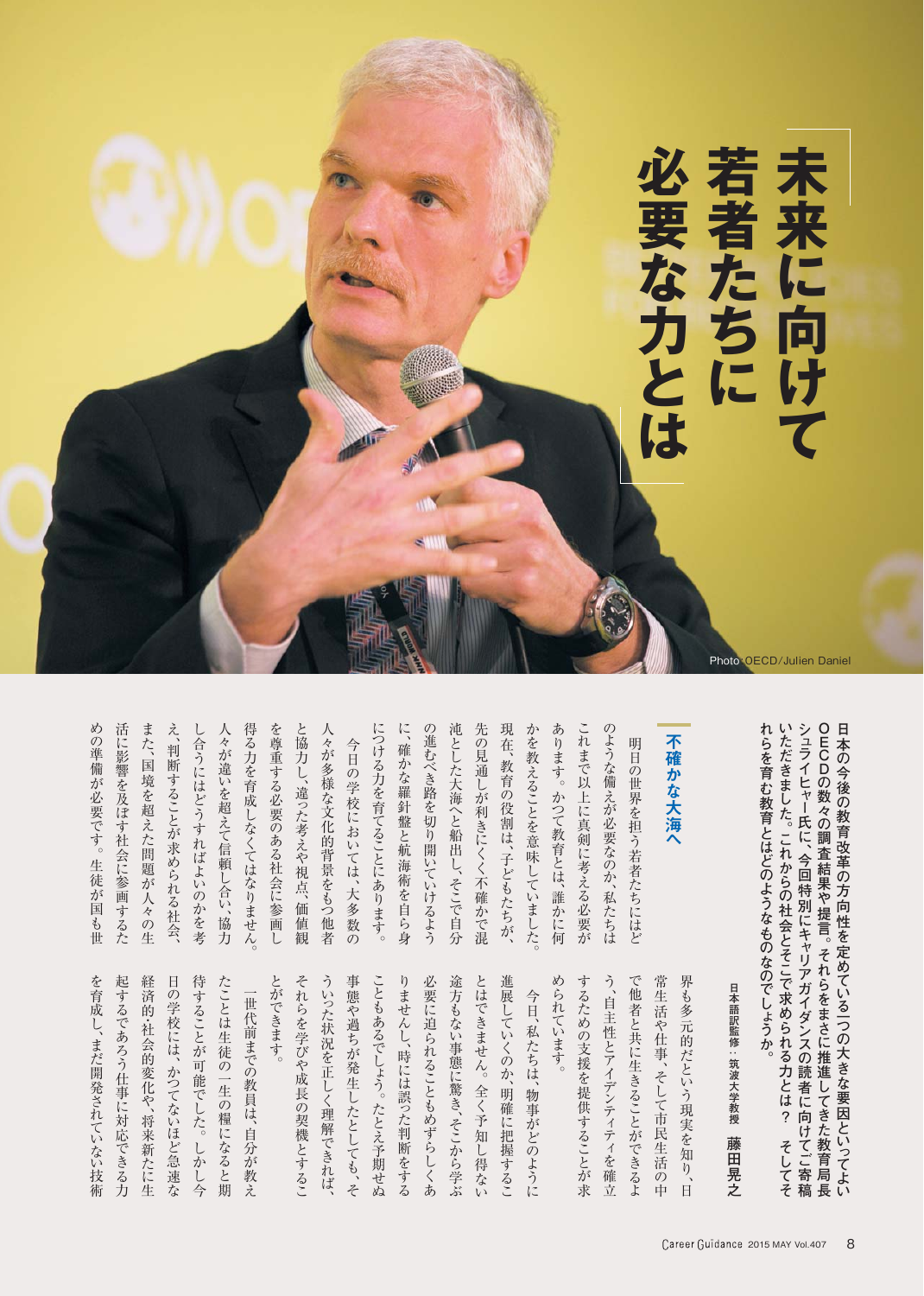# 未来に向けて若者たちに必要な力とは

Photo:OECD/Julien Daniel

日本の今後の教育改革の方向性を定めている一つの大きな要因といってよいOECDの数々の調査結果や提言。それらをまさに推進してきた教育局長シュライヒャー氏に、今回特別にキャリアガイダンスの読者に向けてご寄稿いただきました。これからの社会とそこで求められる力とは？　そしてそれらを育む教育とはどのようなものなのでしょうか。

日本語訳監修：筑波大学教授　藤田晃之

## 不確かな大海へ

明日の世界を担う若者たちにはどのような備えが必要なのか、私たちはこれまで以上に真剣に考える必要があります。かつて教育とは、誰かに何かを教えることを意味していました。現在、教育の役割は、子どもたちが、先の見通しが利きにくく不確かで混沌とした大海へと船出し、そこで自分の進むべき針路を切り開いていけるように、確かな羅針盤と航海術を自ら身につける力を育てることにあります。

今日の学校においては、大多数の人々が多様な文化的背景をもつ他者と協力し、違った考えや視点、価値観を尊重する必要のある社会に参画し得る力を育成しなくてはなりません。人々が違いを超えて信頼し合い、協力し合うにはどうすればよいのかを考え、判断することが求められる社会、また、国境を超えた問題が人々の生活に影響を及ぼす社会に参画するための準備が必要です。生徒が国も世界も多元的だという現実を知り、日常生活や仕事、そして市民生活の中で他者と共に生きることができるよう、自主性とアイデンティティを確立するための支援を提供することが求められています。

今日、私たちは、物事がどのように進展していくのか、明確に把握することはできません。全く予知し得ない途方もない事態に驚き、そこから学ぶ必要に迫られることもめずらしくありませんし、時には誤った判断をすることもあるでしょう。たとえ予期せぬ事態や過ちが発生したとしても、そういった状況を正しく理解できれば、それらを学びや成長の契機とすることができます。

一世代前までの教員は、自分が教えたことは生徒の一生の糧になると期待することが可能でした。しかし今日の学校には、かつてないほど急速な経済的・社会的変化や、将来新たに生起するであろう仕事に対応できる力を育成し、まだ開発されていない技術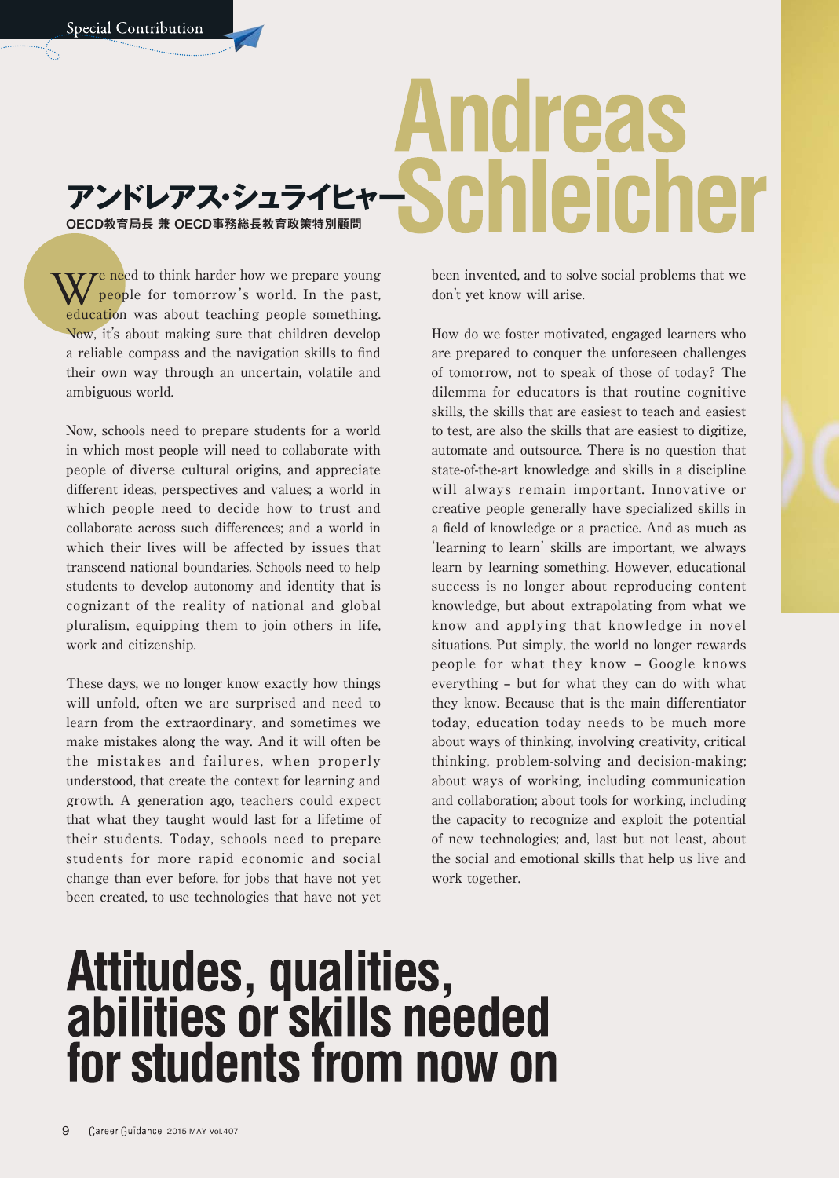Special Contribution

# Andreas Schleicher

## アンドレアス・シュライヒャー

**OECD教育局長 兼 OECD事務総長教育政策特別顧問**

We need to think harder how we prepare young people for tomorrow's world. In the past, education was about teaching people something. Now, it's about making sure that children develop a reliable compass and the navigation skills to find their own way through an uncertain, volatile and ambiguous world.

Now, schools need to prepare students for a world in which most people will need to collaborate with people of diverse cultural origins, and appreciate different ideas, perspectives and values; a world in which people need to decide how to trust and collaborate across such differences; and a world in which their lives will be affected by issues that transcend national boundaries. Schools need to help students to develop autonomy and identity that is cognizant of the reality of national and global pluralism, equipping them to join others in life, work and citizenship.

These days, we no longer know exactly how things will unfold, often we are surprised and need to learn from the extraordinary, and sometimes we make mistakes along the way. And it will often be the mistakes and failures, when properly understood, that create the context for learning and growth. A generation ago, teachers could expect that what they taught would last for a lifetime of their students. Today, schools need to prepare students for more rapid economic and social change than ever before, for jobs that have not yet been created, to use technologies that have not yet been invented, and to solve social problems that we don't yet know will arise.

How do we foster motivated, engaged learners who are prepared to conquer the unforeseen challenges of tomorrow, not to speak of those of today? The dilemma for educators is that routine cognitive skills, the skills that are easiest to teach and easiest to test, are also the skills that are easiest to digitize, automate and outsource. There is no question that state-of-the-art knowledge and skills in a discipline will always remain important. Innovative or creative people generally have specialized skills in a field of knowledge or a practice. And as much as 'learning to learn' skills are important, we always learn by learning something. However, educational success is no longer about reproducing content knowledge, but about extrapolating from what we know and applying that knowledge in novel situations. Put simply, the world no longer rewards people for what they know – Google knows everything – but for what they can do with what they know. Because that is the main differentiator today, education today needs to be much more about ways of thinking, involving creativity, critical thinking, problem-solving and decision-making; about ways of working, including communication and collaboration; about tools for working, including the capacity to recognize and exploit the potential of new technologies; and, last but not least, about the social and emotional skills that help us live and work together.

# Attitudes, qualities, abilities or skills needed for students from now on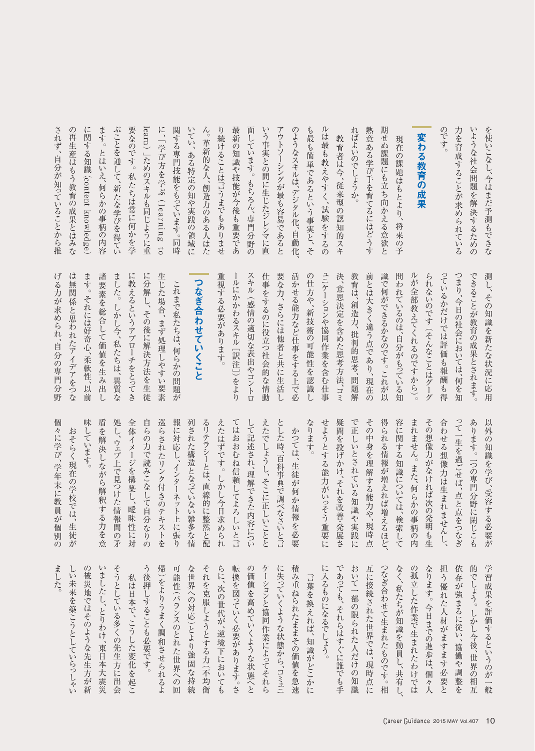を使いこなし、今はまだ予測もできないような社会問題を解決するための力を育成することが求められているのです。

## 変わる教育の成果

現在の課題はもとより、将来の予期せぬ課題にも立ち向かえる意欲と熱意ある学び手を育てるにはどうすればよいのでしょうか。

教育者は今、従来型の認知的スキルは最も教えやすく、試験をするのも最も簡単であるという事実と、そのようなスキルは、デジタル化、自動化、アウトソーシングが最も容易であるという事実との間に生じたジレンマに直面しています。もちろん、専門分野の最新の知識や技能が今後も重要であり続けることは言うまでもありません。革新的な人、創造力のある人はたいてい、ある特定の知や実践の領域に関する専門技能をもっています。同時に、「学び方を学ぶ（learning to learn）」ためのスキルも同じように重要なのです。私たちは常に何かを学ぶことを通して、新たな学びを得ています。とはいえ、何らかの事柄の内容に関する知識（content knowledge）の再生産はもう教育の成果とはみなされず、自分が知っていることから推測し、その知識を新たな状況に応用できることが教育の成果とされます。つまり、今日の社会においては、何を知っているかだけでは評価も報酬も得られないのです（そんなことはグーグルが全部教えてくれるのですから）。問われているのは、自分がもっている知識で何ができるかなのです。これが以前とは大きく違う点であり、現在の教育は、創造力、批判的思考、問題解決、意思決定を含めた思考方法、コミュニケーションや協同作業を含む仕事の仕方や、新技術の可能性を認識し活かせる能力など仕事をする上で必要な力、さらには他者と共に生活し仕事をするのに役立つ社会的な情動スキル（感情の適切な表出やコントロールにかかわるスキル［訳注］）をより重視する必要があります。

## つなぎ合わせていくこと

これまで私たちは、何らかの問題が生じた場合、まず処理しやすい要素に分解し、その後に解決方法を生徒に教えるというアプローチをとってきました。しかし今、私たちは、異質な諸要素を総合して価値を生み出します。それには好奇心、柔軟性、以前は無関係と思われたアイデアをつなげる力が求められ、自分の専門分野以外の知識を学び、受容する必要があります。一つの専門分野に閉じこもって一生を過ごせば、点と点をつなぎ合わせる想像力は生まれませんし、その想像力がなければ次の発明も生まれません。また、何らかの事柄の内容に関する知識については、検索して得られる情報が増えれば増えるほど、その中身を理解する能力や、現時点で正しいとされている知識や実践に疑問を投げかけ、それを改善・発展させようとする能力がいっそう重要になります。

かつては、生徒が何か情報を必要とした時、百科事典で調べなさいと言えたでしょうし、そこに正しいこととして記述され、理解できた内容についてはおおむね信頼してよろしいと言えたはずです。しかし今日求められるリテラシーとは、直線的に整然と配列された構造となっていない雑多な情報に対応し、インターネット上に張り巡らされたリンク付きのテキストを自らの力で読みこなして自分なりの全体イメージを構築し、曖昧性に対処し、ウェブ上で見つけた情報間の矛盾を解決しながら解釈する力を意味しています。

おそらく現在の学校では、生徒が個々に学び、学年末に教員が個別の学習成果を評価するというのが一般的でしょう。しかし今後、世界の相互依存が強まるに従い、協働や調整を担う優れた人材がますます必要となります。今日までの進歩は、個々人の孤立した作業で生まれたわけではなく、私たちが知識を動員し、共有し、つなぎ合わせて生まれたものです。相互に接続された世界では、現時点において一部の限られた人だけの知識であっても、それらはすぐに誰でも手に入るものになるでしょう。

言葉を換えれば、知識がどこかに積み重ねられたままその価値を急速に失っていくような状態から、「コミュニケーションと協同作業によってそれらの価値を高めていくような状態へと転換を図っていく必要があります。さらに、次の世代が、逆境下においてもそれを克服しようとする力（不均衡な世界への対応）とより強固な持続可能性（バランスのとれた世界への回帰）をよりうまく調和させられるよう後押しすることも必要です。

私は日本で、こうした変化を起こそうとしている多くの先生方に出会いましたし、とりわけ、東日本大震災の被災地ではそのような先生方が新しい未来を築こうとしていらっしゃいました。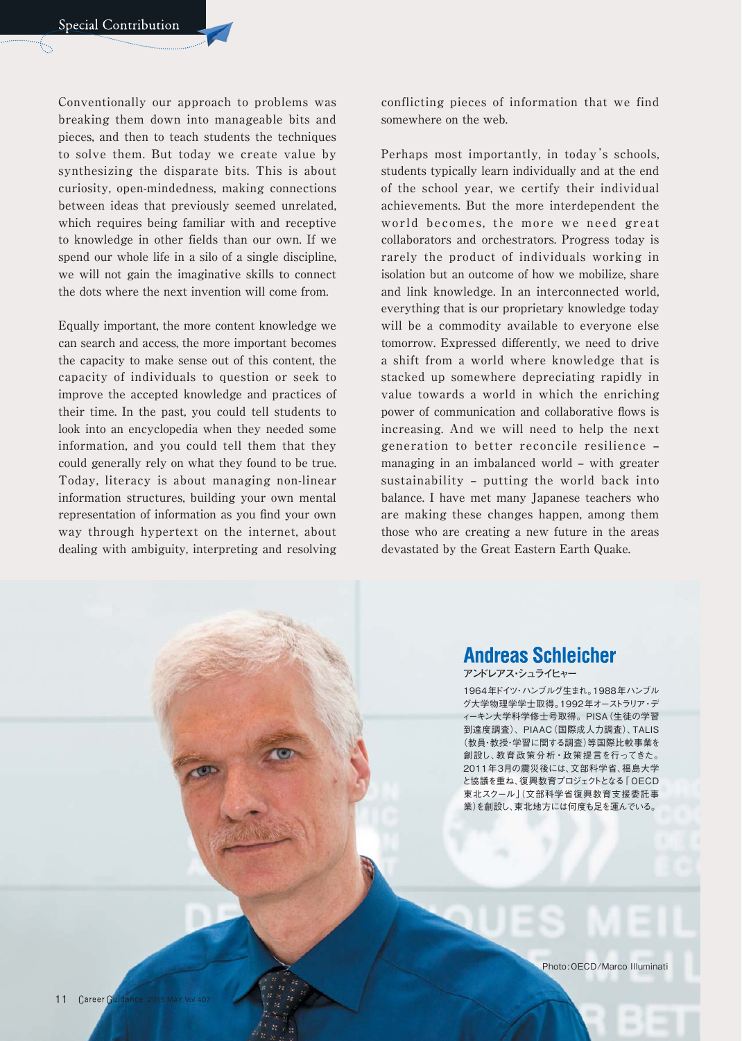Conventionally our approach to problems was breaking them down into manageable bits and pieces, and then to teach students the techniques to solve them. But today we create value by synthesizing the disparate bits. This is about curiosity, open-mindedness, making connections between ideas that previously seemed unrelated, which requires being familiar with and receptive to knowledge in other fields than our own. If we spend our whole life in a silo of a single discipline, we will not gain the imaginative skills to connect the dots where the next invention will come from.

Equally important, the more content knowledge we can search and access, the more important becomes the capacity to make sense out of this content, the capacity of individuals to question or seek to improve the accepted knowledge and practices of their time. In the past, you could tell students to look into an encyclopedia when they needed some information, and you could tell them that they could generally rely on what they found to be true. Today, literacy is about managing non-linear information structures, building your own mental representation of information as you find your own way through hypertext on the internet, about dealing with ambiguity, interpreting and resolving conflicting pieces of information that we find somewhere on the web.

Perhaps most importantly, in today's schools, students typically learn individually and at the end of the school year, we certify their individual achievements. But the more interdependent the world becomes, the more we need great collaborators and orchestrators. Progress today is rarely the product of individuals working in isolation but an outcome of how we mobilize, share and link knowledge. In an interconnected world, everything that is our proprietary knowledge today will be a commodity available to everyone else tomorrow. Expressed differently, we need to drive a shift from a world where knowledge that is stacked up somewhere depreciating rapidly in value towards a world in which the enriching power of communication and collaborative flows is increasing. And we will need to help the next generation to better reconcile resilience – managing in an imbalanced world – with greater sustainability – putting the world back into balance. I have met many Japanese teachers who are making these changes happen, among them those who are creating a new future in the areas devastated by the Great Eastern Earth Quake.

## Andreas Schleicher

アンドレアス・シュライヒャー

1964年ドイツ・ハンブルグ生まれ。1988年ハンブルグ大学物理学学士取得。1992年オーストラリア・ディーキン大学科学修士号取得。PISA（生徒の学習到達度調査）、PIAAC（国際成人力調査）、TALIS（教員・教授・学習に関する調査）等国際比較事業を創設し、教育政策分析・政策提言を行ってきた。2011年3月の震災後には、文部科学省、福島大学と協議を重ね、復興教育プロジェクトとなる「OECD東北スクール」（文部科学省復興教育支援委託事業）を創設し、東北地方には何度も足を運んでいる。

Photo：OECD/Marco Illuminati